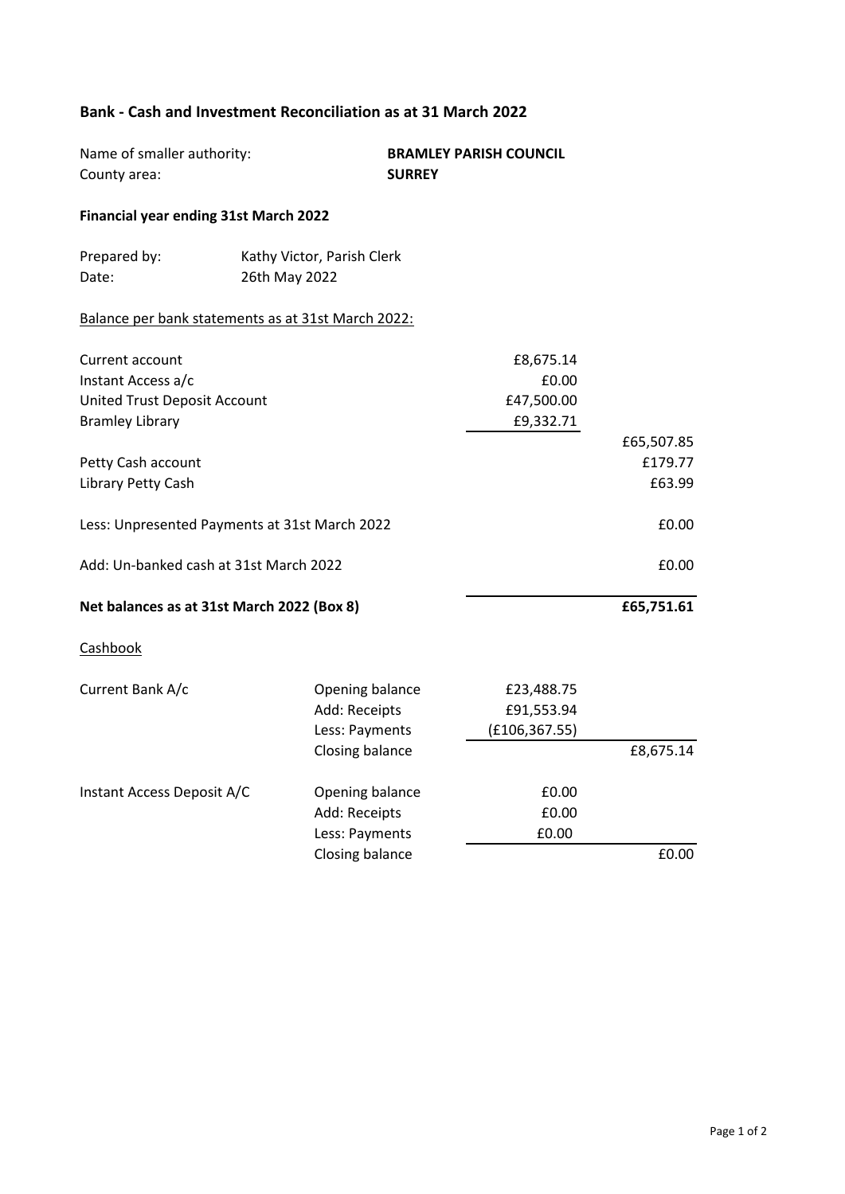**Bank - Cash and Investment Reconciliation as at 31 March 2022**

| | |
|---|---|
| Name of smaller authority: | **BRAMLEY PARISH COUNCIL** |
| County area: | **SURREY** |

**Financial year ending 31st March 2022**

| | |
|---|---|
| Prepared by: | Kathy Victor, Parish Clerk |
| Date: | 26th May 2022 |

Balance per bank statements as at 31st March 2022:

| | | |
|---|---|---|
| Current account | £8,675.14 | |
| Instant Access a/c | £0.00 | |
| United Trust Deposit Account | £47,500.00 | |
| Bramley Library | £9,332.71 | |
| | | £65,507.85 |
| Petty Cash account | | £179.77 |
| Library Petty Cash | | £63.99 |
| Less: Unpresented Payments at 31st March 2022 | | £0.00 |
| Add: Un-banked cash at 31st March 2022 | | £0.00 |
| **Net balances as at 31st March 2022 (Box 8)** | | **£65,751.61** |

Cashbook

| | | | |
|---|---|---|---|
| Current Bank A/c | Opening balance | £23,488.75 | |
| | Add: Receipts | £91,553.94 | |
| | Less: Payments | (£106,367.55) | |
| | Closing balance | | £8,675.14 |
| Instant Access Deposit A/C | Opening balance | £0.00 | |
| | Add: Receipts | £0.00 | |
| | Less: Payments | £0.00 | |
| | Closing balance | | £0.00 |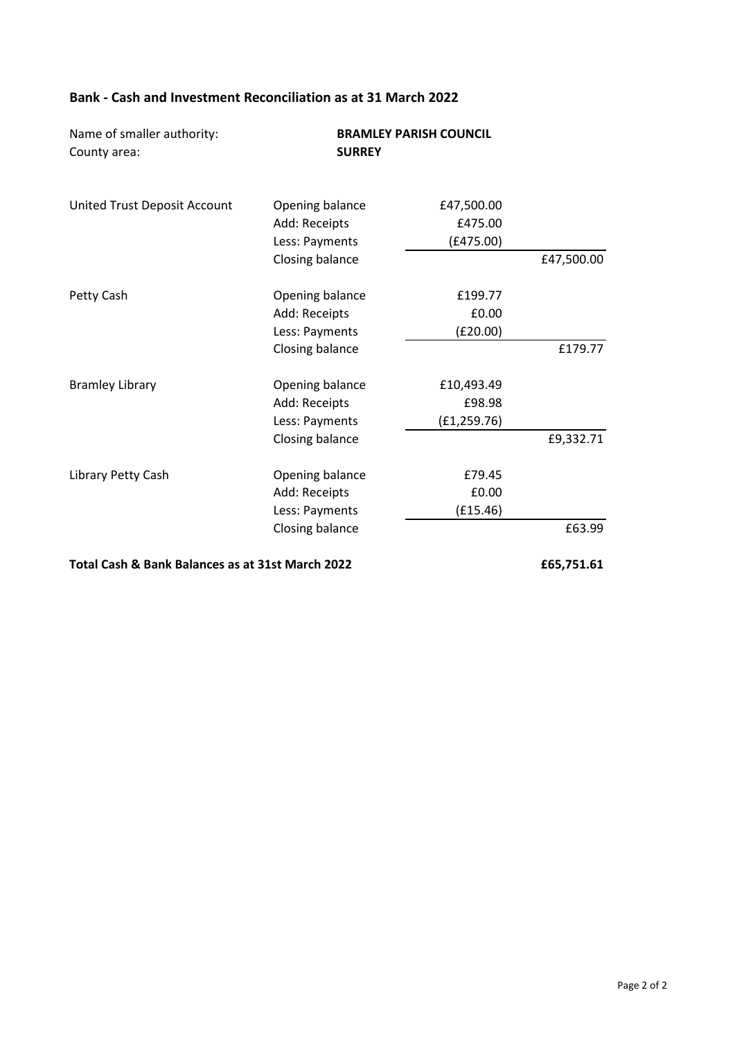## Bank - Cash and Investment Reconciliation as at 31 March 2022

Name of smaller authority: **BRAMLEY PARISH COUNCIL**
County area: **SURREY**

| | | | |
|---|---|---|---|
| United Trust Deposit Account | Opening balance | £47,500.00 | |
| | Add: Receipts | £475.00 | |
| | Less: Payments | (£475.00) | |
| | Closing balance | | £47,500.00 |
| Petty Cash | Opening balance | £199.77 | |
| | Add: Receipts | £0.00 | |
| | Less: Payments | (£20.00) | |
| | Closing balance | | £179.77 |
| Bramley Library | Opening balance | £10,493.49 | |
| | Add: Receipts | £98.98 | |
| | Less: Payments | (£1,259.76) | |
| | Closing balance | | £9,332.71 |
| Library Petty Cash | Opening balance | £79.45 | |
| | Add: Receipts | £0.00 | |
| | Less: Payments | (£15.46) | |
| | Closing balance | | £63.99 |
| **Total Cash & Bank Balances as at 31st March 2022** | | | **£65,751.61** |